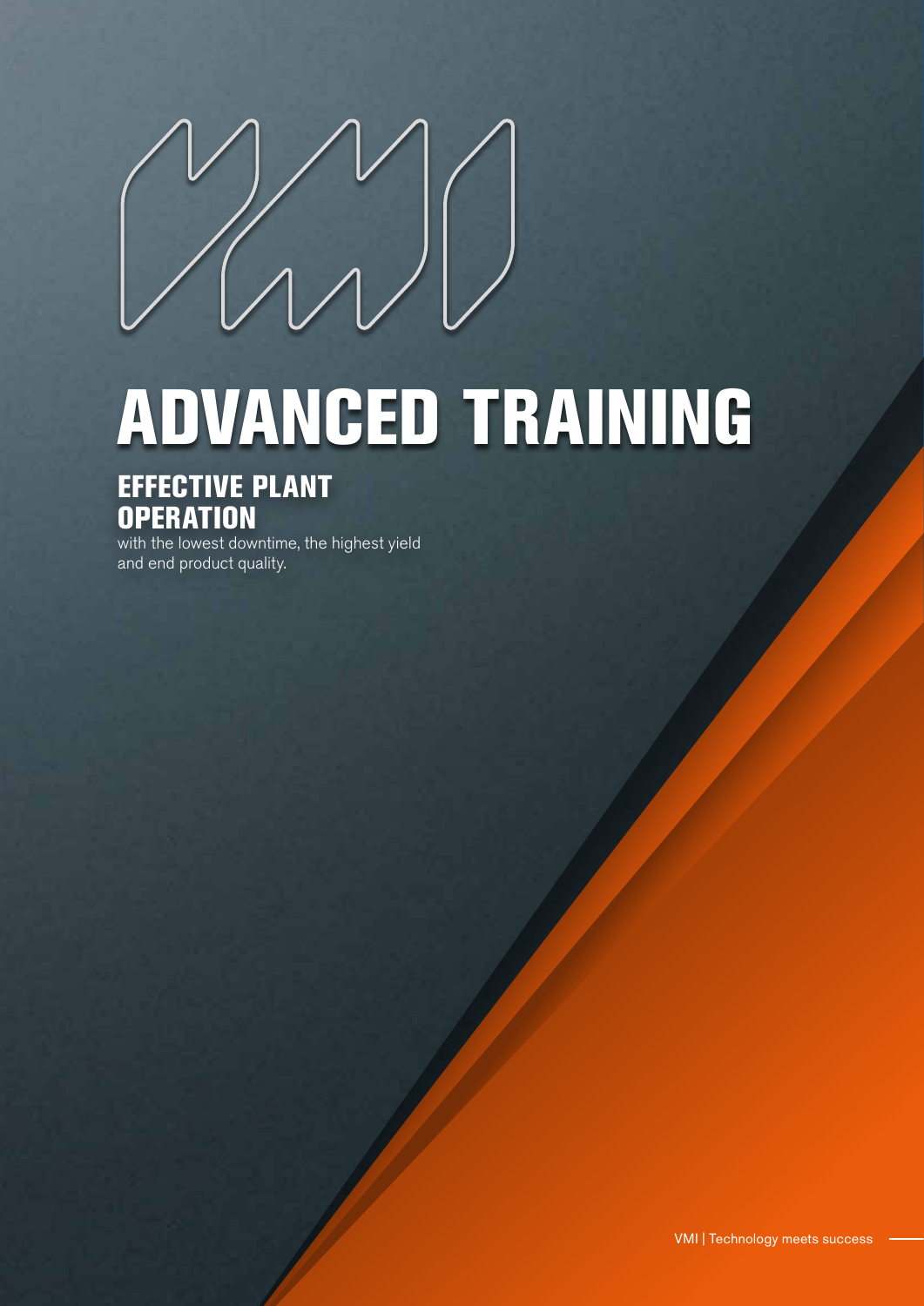# ADVANCED TRAINING

## EFFECTIVE PLANT OPERATION

with the lowest downtime, the highest yield and end product quality.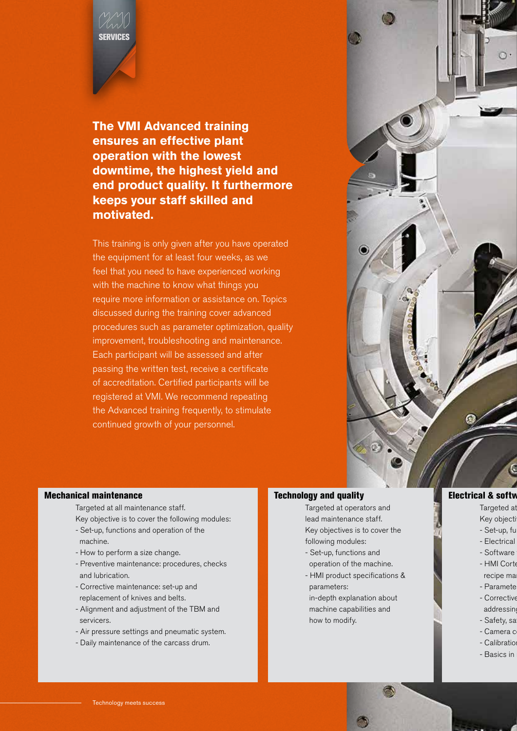SERVICES

## The VMI Advanced training ensures an effective plant operation with the lowest downtime, the highest yield and end product quality. It furthermore keeps your staff skilled and motivated.

This training is only given after you have operated the equipment for at least four weeks, as we feel that you need to have experienced working with the machine to know what things you require more information or assistance on. Topics discussed during the training cover advanced procedures such as parameter optimization, quality improvement, troubleshooting and maintenance. Each participant will be assessed and after passing the written test, receive a certificate of accreditation. Certified participants will be registered at VMI. We recommend repeating the Advanced training frequently, to stimulate continued growth of your personnel.

### Mechanical maintenance

Targeted at all maintenance staff.
Key objective is to cover the following modules:

- Set-up, functions and operation of the machine.
- How to perform a size change.
- Preventive maintenance: procedures, checks and lubrication.
- Corrective maintenance: set-up and replacement of knives and belts.
- Alignment and adjustment of the TBM and servicers.
- Air pressure settings and pneumatic system.
- Daily maintenance of the carcass drum.

### Technology and quality

Targeted at operators and lead maintenance staff.
Key objectives is to cover the following modules:

- Set-up, functions and operation of the machine.
- HMI product specifications & parameters: in-depth explanation about machine capabilities and how to modify.

### Electrical & softw

Targeted at
Key objecti

- Set-up, fu
- Electrical
- Software
- HMI Corte recipe ma
- Paramete
- Corrective addressin
- Safety, sa
- Camera c
- Calibratio
- Basics in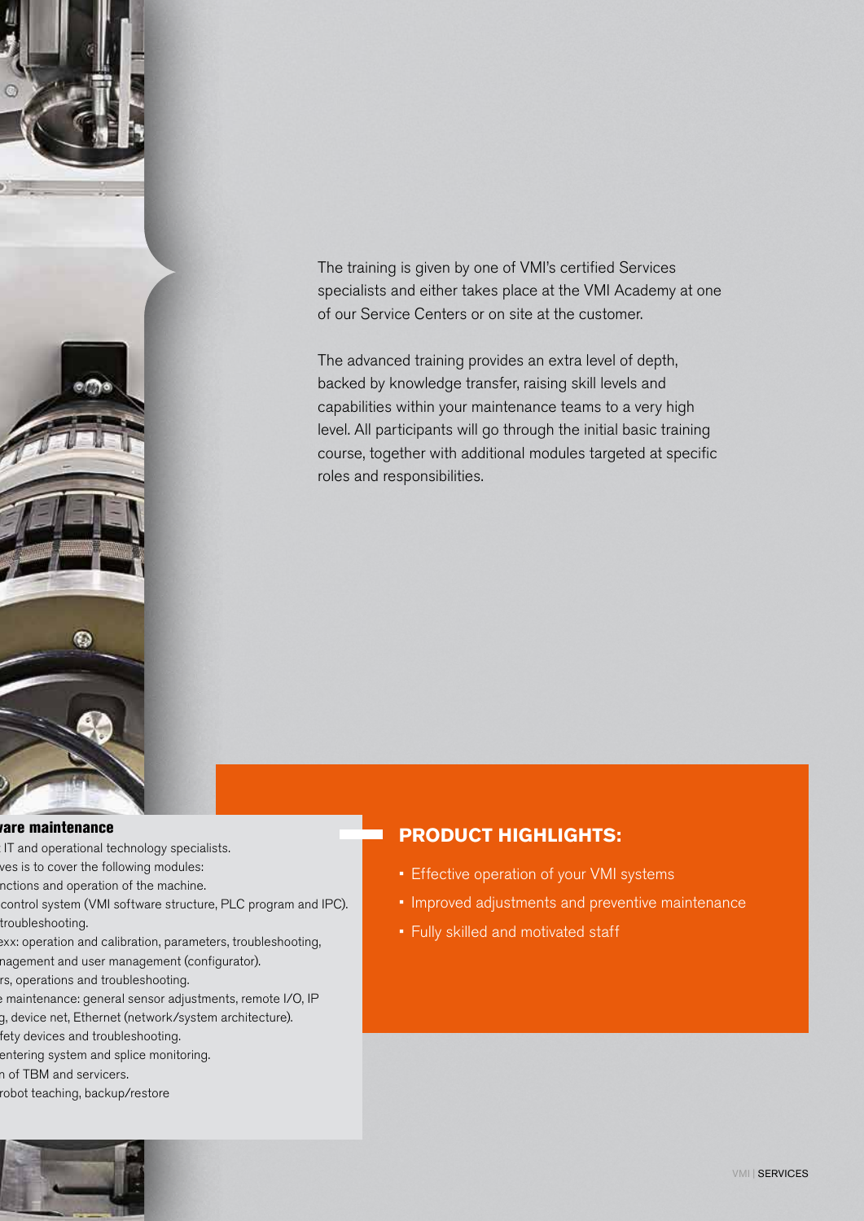The training is given by one of VMI's certified Services specialists and either takes place at the VMI Academy at one of our Service Centers or on site at the customer.

The advanced training provides an extra level of depth, backed by knowledge transfer, raising skill levels and capabilities within your maintenance teams to a very high level. All participants will go through the initial basic training course, together with additional modules targeted at specific roles and responsibilities.

**vare maintenance**

IT and operational technology specialists.
ves is to cover the following modules:
nctions and operation of the machine.
control system (VMI software structure, PLC program and IPC).
troubleshooting.
exx: operation and calibration, parameters, troubleshooting,
nagement and user management (configurator).
rs, operations and troubleshooting.
e maintenance: general sensor adjustments, remote I/O, IP
g, device net, Ethernet (network/system architecture).
fety devices and troubleshooting.
entering system and splice monitoring.
n of TBM and servicers.
robot teaching, backup/restore

## PRODUCT HIGHLIGHTS:

- Effective operation of your VMI systems
- Improved adjustments and preventive maintenance
- Fully skilled and motivated staff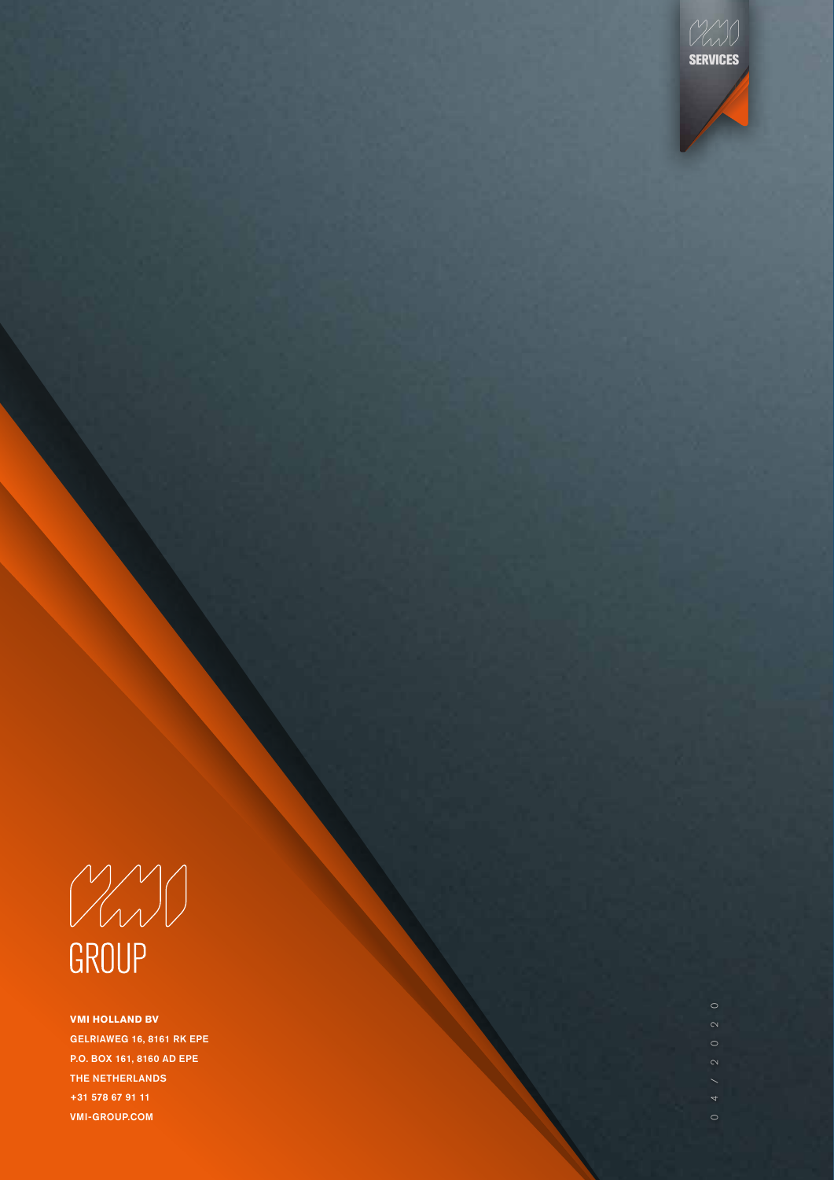SERVICES

GROUP

**VMI HOLLAND BV**
**GELRIAWEG 16, 8161 RK EPE**
**P.O. BOX 161, 8160 AD EPE**
**THE NETHERLANDS**
**+31 578 67 91 11**
**VMI-GROUP.COM**

04/2020